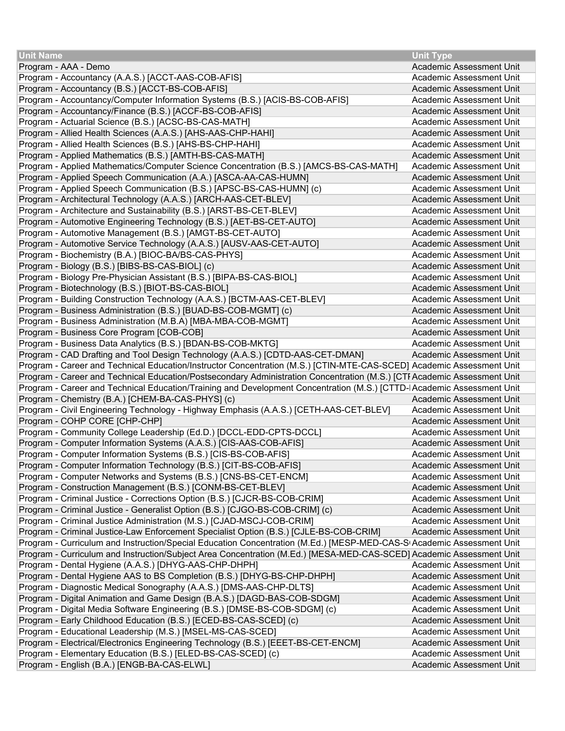| Unit Name | Unit Type |
|---|---|
| Program - AAA - Demo | Academic Assessment Unit |
| Program - Accountancy (A.A.S.) [ACCT-AAS-COB-AFIS] | Academic Assessment Unit |
| Program - Accountancy (B.S.) [ACCT-BS-COB-AFIS] | Academic Assessment Unit |
| Program - Accountancy/Computer Information Systems (B.S.) [ACIS-BS-COB-AFIS] | Academic Assessment Unit |
| Program - Accountancy/Finance (B.S.) [ACCF-BS-COB-AFIS] | Academic Assessment Unit |
| Program - Actuarial Science (B.S.) [ACSC-BS-CAS-MATH] | Academic Assessment Unit |
| Program - Allied Health Sciences (A.A.S.) [AHS-AAS-CHP-HAHI] | Academic Assessment Unit |
| Program - Allied Health Sciences (B.S.) [AHS-BS-CHP-HAHI] | Academic Assessment Unit |
| Program - Applied Mathematics (B.S.) [AMTH-BS-CAS-MATH] | Academic Assessment Unit |
| Program - Applied Mathematics/Computer Science Concentration (B.S.) [AMCS-BS-CAS-MATH] | Academic Assessment Unit |
| Program - Applied Speech Communication (A.A.) [ASCA-AA-CAS-HUMN] | Academic Assessment Unit |
| Program - Applied Speech Communication (B.S.) [APSC-BS-CAS-HUMN] (c) | Academic Assessment Unit |
| Program - Architectural Technology (A.A.S.) [ARCH-AAS-CET-BLEV] | Academic Assessment Unit |
| Program - Architecture and Sustainability (B.S.) [ARST-BS-CET-BLEV] | Academic Assessment Unit |
| Program - Automotive Engineering Technology (B.S.) [AET-BS-CET-AUTO] | Academic Assessment Unit |
| Program - Automotive Management (B.S.) [AMGT-BS-CET-AUTO] | Academic Assessment Unit |
| Program - Automotive Service Technology (A.A.S.) [AUSV-AAS-CET-AUTO] | Academic Assessment Unit |
| Program - Biochemistry (B.A.) [BIOC-BA/BS-CAS-PHYS] | Academic Assessment Unit |
| Program - Biology (B.S.) [BIBS-BS-CAS-BIOL] (c) | Academic Assessment Unit |
| Program - Biology Pre-Physician Assistant (B.S.) [BIPA-BS-CAS-BIOL] | Academic Assessment Unit |
| Program - Biotechnology (B.S.) [BIOT-BS-CAS-BIOL] | Academic Assessment Unit |
| Program - Building Construction Technology (A.A.S.) [BCTM-AAS-CET-BLEV] | Academic Assessment Unit |
| Program - Business Administration (B.S.) [BUAD-BS-COB-MGMT] (c) | Academic Assessment Unit |
| Program - Business Administration (M.B.A) [MBA-MBA-COB-MGMT] | Academic Assessment Unit |
| Program - Business Core Program [COB-COB] | Academic Assessment Unit |
| Program - Business Data Analytics (B.S.) [BDAN-BS-COB-MKTG] | Academic Assessment Unit |
| Program - CAD Drafting and Tool Design Technology (A.A.S.) [CDTD-AAS-CET-DMAN] | Academic Assessment Unit |
| Program - Career and Technical Education/Instructor Concentration (M.S.) [CTIN-MTE-CAS-SCED] | Academic Assessment Unit |
| Program - Career and Technical Education/Postsecondary Administration Concentration (M.S.) [CTI | Academic Assessment Unit |
| Program - Career and Technical Education/Training and Development Concentration (M.S.) [CTTD-I | Academic Assessment Unit |
| Program - Chemistry (B.A.) [CHEM-BA-CAS-PHYS] (c) | Academic Assessment Unit |
| Program - Civil Engineering Technology - Highway Emphasis (A.A.S.) [CETH-AAS-CET-BLEV] | Academic Assessment Unit |
| Program - COHP CORE [CHP-CHP] | Academic Assessment Unit |
| Program - Community College Leadership (Ed.D.) [DCCL-EDD-CPTS-DCCL] | Academic Assessment Unit |
| Program - Computer Information Systems (A.A.S.) [CIS-AAS-COB-AFIS] | Academic Assessment Unit |
| Program - Computer Information Systems (B.S.) [CIS-BS-COB-AFIS] | Academic Assessment Unit |
| Program - Computer Information Technology (B.S.) [CIT-BS-COB-AFIS] | Academic Assessment Unit |
| Program - Computer Networks and Systems (B.S.) [CNS-BS-CET-ENCM] | Academic Assessment Unit |
| Program - Construction Management (B.S.) [CONM-BS-CET-BLEV] | Academic Assessment Unit |
| Program - Criminal Justice - Corrections Option (B.S.) [CJCR-BS-COB-CRIM] | Academic Assessment Unit |
| Program - Criminal Justice - Generalist Option (B.S.) [CJGO-BS-COB-CRIM] (c) | Academic Assessment Unit |
| Program - Criminal Justice Administration (M.S.) [CJAD-MSCJ-COB-CRIM] | Academic Assessment Unit |
| Program - Criminal Justice-Law Enforcement Specialist Option (B.S.) [CJLE-BS-COB-CRIM] | Academic Assessment Unit |
| Program - Curriculum and Instruction/Special Education Concentration (M.Ed.) [MESP-MED-CAS-S | Academic Assessment Unit |
| Program - Curriculum and Instruction/Subject Area Concentration (M.Ed.) [MESA-MED-CAS-SCED] | Academic Assessment Unit |
| Program - Dental Hygiene (A.A.S.) [DHYG-AAS-CHP-DHPH] | Academic Assessment Unit |
| Program - Dental Hygiene AAS to BS Completion (B.S.) [DHYG-BS-CHP-DHPH] | Academic Assessment Unit |
| Program - Diagnostic Medical Sonography (A.A.S.) [DMS-AAS-CHP-DLTS] | Academic Assessment Unit |
| Program - Digital Animation and Game Design (B.A.S.) [DAGD-BAS-COB-SDGM] | Academic Assessment Unit |
| Program - Digital Media Software Engineering (B.S.) [DMSE-BS-COB-SDGM] (c) | Academic Assessment Unit |
| Program - Early Childhood Education (B.S.) [ECED-BS-CAS-SCED] (c) | Academic Assessment Unit |
| Program - Educational Leadership (M.S.) [MSEL-MS-CAS-SCED] | Academic Assessment Unit |
| Program - Electrical/Electronics Engineering Technology (B.S.) [EEET-BS-CET-ENCM] | Academic Assessment Unit |
| Program - Elementary Education (B.S.) [ELED-BS-CAS-SCED] (c) | Academic Assessment Unit |
| Program - English (B.A.) [ENGB-BA-CAS-ELWL] | Academic Assessment Unit |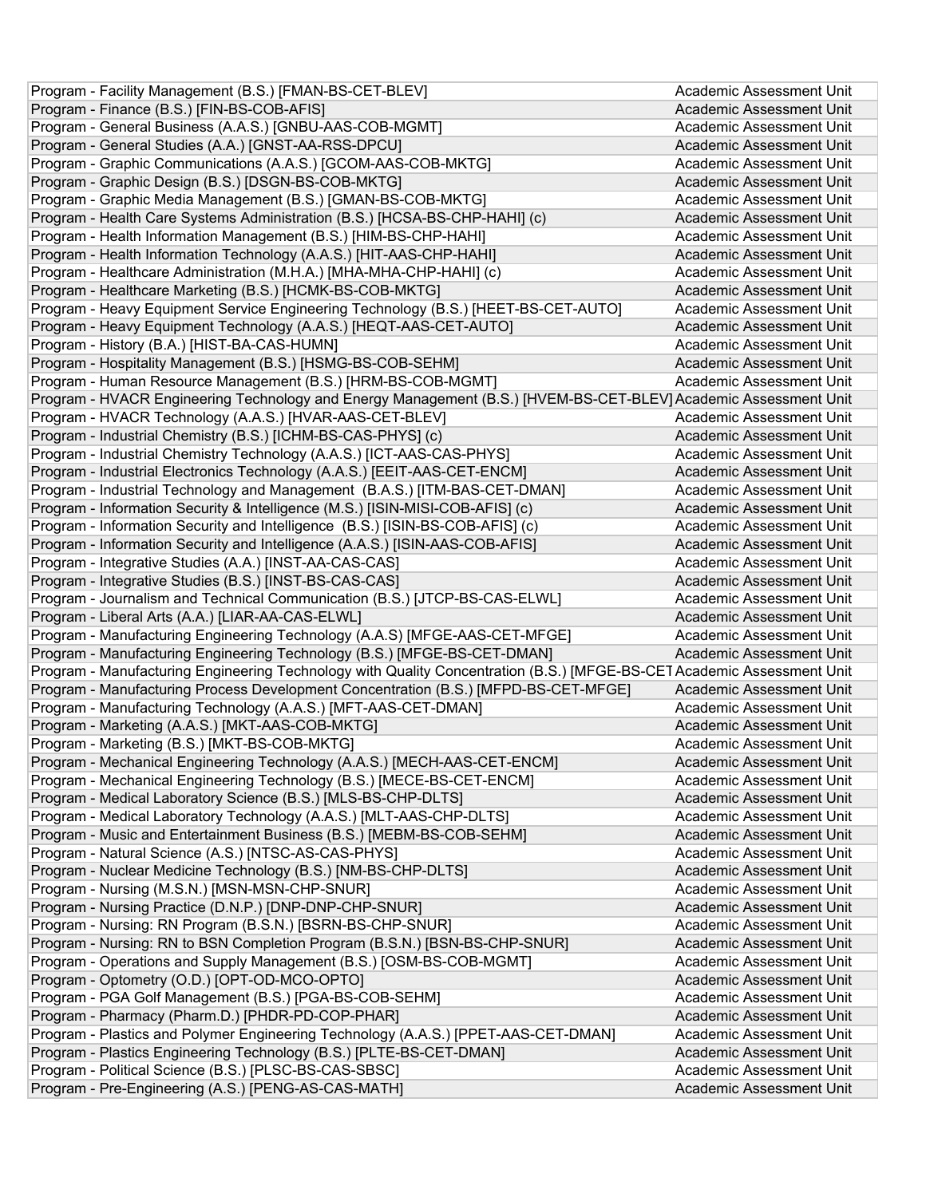| | |
|---|---|
| Program - Facility Management (B.S.) [FMAN-BS-CET-BLEV] | Academic Assessment Unit |
| Program - Finance (B.S.) [FIN-BS-COB-AFIS] | Academic Assessment Unit |
| Program - General Business (A.A.S.) [GNBU-AAS-COB-MGMT] | Academic Assessment Unit |
| Program - General Studies (A.A.) [GNST-AA-RSS-DPCU] | Academic Assessment Unit |
| Program - Graphic Communications (A.A.S.) [GCOM-AAS-COB-MKTG] | Academic Assessment Unit |
| Program - Graphic Design (B.S.) [DSGN-BS-COB-MKTG] | Academic Assessment Unit |
| Program - Graphic Media Management (B.S.) [GMAN-BS-COB-MKTG] | Academic Assessment Unit |
| Program - Health Care Systems Administration (B.S.) [HCSA-BS-CHP-HAHI] (c) | Academic Assessment Unit |
| Program - Health Information Management (B.S.) [HIM-BS-CHP-HAHI] | Academic Assessment Unit |
| Program - Health Information Technology (A.A.S.) [HIT-AAS-CHP-HAHI] | Academic Assessment Unit |
| Program - Healthcare Administration (M.H.A.) [MHA-MHA-CHP-HAHI] (c) | Academic Assessment Unit |
| Program - Healthcare Marketing (B.S.) [HCMK-BS-COB-MKTG] | Academic Assessment Unit |
| Program - Heavy Equipment Service Engineering Technology (B.S.) [HEET-BS-CET-AUTO] | Academic Assessment Unit |
| Program - Heavy Equipment Technology (A.A.S.) [HEQT-AAS-CET-AUTO] | Academic Assessment Unit |
| Program - History (B.A.) [HIST-BA-CAS-HUMN] | Academic Assessment Unit |
| Program - Hospitality Management (B.S.) [HSMG-BS-COB-SEHM] | Academic Assessment Unit |
| Program - Human Resource Management (B.S.) [HRM-BS-COB-MGMT] | Academic Assessment Unit |
| Program - HVACR Engineering Technology and Energy Management (B.S.) [HVEM-BS-CET-BLEV] | Academic Assessment Unit |
| Program - HVACR Technology (A.A.S.) [HVAR-AAS-CET-BLEV] | Academic Assessment Unit |
| Program - Industrial Chemistry (B.S.) [ICHM-BS-CAS-PHYS] (c) | Academic Assessment Unit |
| Program - Industrial Chemistry Technology (A.A.S.) [ICT-AAS-CAS-PHYS] | Academic Assessment Unit |
| Program - Industrial Electronics Technology (A.A.S.) [EEIT-AAS-CET-ENCM] | Academic Assessment Unit |
| Program - Industrial Technology and Management (B.A.S.) [ITM-BAS-CET-DMAN] | Academic Assessment Unit |
| Program - Information Security & Intelligence (M.S.) [ISIN-MISI-COB-AFIS] (c) | Academic Assessment Unit |
| Program - Information Security and Intelligence (B.S.) [ISIN-BS-COB-AFIS] (c) | Academic Assessment Unit |
| Program - Information Security and Intelligence (A.A.S.) [ISIN-AAS-COB-AFIS] | Academic Assessment Unit |
| Program - Integrative Studies (A.A.) [INST-AA-CAS-CAS] | Academic Assessment Unit |
| Program - Integrative Studies (B.S.) [INST-BS-CAS-CAS] | Academic Assessment Unit |
| Program - Journalism and Technical Communication (B.S.) [JTCP-BS-CAS-ELWL] | Academic Assessment Unit |
| Program - Liberal Arts (A.A.) [LIAR-AA-CAS-ELWL] | Academic Assessment Unit |
| Program - Manufacturing Engineering Technology (A.A.S) [MFGE-AAS-CET-MFGE] | Academic Assessment Unit |
| Program - Manufacturing Engineering Technology (B.S.) [MFGE-BS-CET-DMAN] | Academic Assessment Unit |
| Program - Manufacturing Engineering Technology with Quality Concentration (B.S.) [MFGE-BS-CET | Academic Assessment Unit |
| Program - Manufacturing Process Development Concentration (B.S.) [MFPD-BS-CET-MFGE] | Academic Assessment Unit |
| Program - Manufacturing Technology (A.A.S.) [MFT-AAS-CET-DMAN] | Academic Assessment Unit |
| Program - Marketing (A.A.S.) [MKT-AAS-COB-MKTG] | Academic Assessment Unit |
| Program - Marketing (B.S.) [MKT-BS-COB-MKTG] | Academic Assessment Unit |
| Program - Mechanical Engineering Technology (A.A.S.) [MECH-AAS-CET-ENCM] | Academic Assessment Unit |
| Program - Mechanical Engineering Technology (B.S.) [MECE-BS-CET-ENCM] | Academic Assessment Unit |
| Program - Medical Laboratory Science (B.S.) [MLS-BS-CHP-DLTS] | Academic Assessment Unit |
| Program - Medical Laboratory Technology (A.A.S.) [MLT-AAS-CHP-DLTS] | Academic Assessment Unit |
| Program - Music and Entertainment Business (B.S.) [MEBM-BS-COB-SEHM] | Academic Assessment Unit |
| Program - Natural Science (A.S.) [NTSC-AS-CAS-PHYS] | Academic Assessment Unit |
| Program - Nuclear Medicine Technology (B.S.) [NM-BS-CHP-DLTS] | Academic Assessment Unit |
| Program - Nursing (M.S.N.) [MSN-MSN-CHP-SNUR] | Academic Assessment Unit |
| Program - Nursing Practice (D.N.P.) [DNP-DNP-CHP-SNUR] | Academic Assessment Unit |
| Program - Nursing: RN Program (B.S.N.) [BSRN-BS-CHP-SNUR] | Academic Assessment Unit |
| Program - Nursing: RN to BSN Completion Program (B.S.N.) [BSN-BS-CHP-SNUR] | Academic Assessment Unit |
| Program - Operations and Supply Management (B.S.) [OSM-BS-COB-MGMT] | Academic Assessment Unit |
| Program - Optometry (O.D.) [OPT-OD-MCO-OPTO] | Academic Assessment Unit |
| Program - PGA Golf Management (B.S.) [PGA-BS-COB-SEHM] | Academic Assessment Unit |
| Program - Pharmacy (Pharm.D.) [PHDR-PD-COP-PHAR] | Academic Assessment Unit |
| Program - Plastics and Polymer Engineering Technology (A.A.S.) [PPET-AAS-CET-DMAN] | Academic Assessment Unit |
| Program - Plastics Engineering Technology (B.S.) [PLTE-BS-CET-DMAN] | Academic Assessment Unit |
| Program - Political Science (B.S.) [PLSC-BS-CAS-SBSC] | Academic Assessment Unit |
| Program - Pre-Engineering (A.S.) [PENG-AS-CAS-MATH] | Academic Assessment Unit |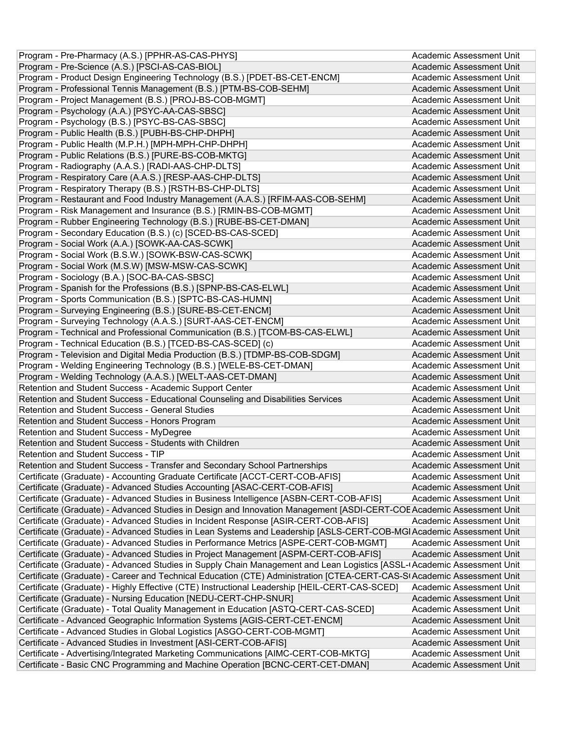| | |
|---|---|
| Program - Pre-Pharmacy (A.S.) [PPHR-AS-CAS-PHYS] | Academic Assessment Unit |
| Program - Pre-Science (A.S.) [PSCI-AS-CAS-BIOL] | Academic Assessment Unit |
| Program - Product Design Engineering Technology (B.S.) [PDET-BS-CET-ENCM] | Academic Assessment Unit |
| Program - Professional Tennis Management (B.S.) [PTM-BS-COB-SEHM] | Academic Assessment Unit |
| Program - Project Management (B.S.) [PROJ-BS-COB-MGMT] | Academic Assessment Unit |
| Program - Psychology (A.A.) [PSYC-AA-CAS-SBSC] | Academic Assessment Unit |
| Program - Psychology (B.S.) [PSYC-BS-CAS-SBSC] | Academic Assessment Unit |
| Program - Public Health (B.S.) [PUBH-BS-CHP-DHPH] | Academic Assessment Unit |
| Program - Public Health (M.P.H.) [MPH-MPH-CHP-DHPH] | Academic Assessment Unit |
| Program - Public Relations (B.S.) [PURE-BS-COB-MKTG] | Academic Assessment Unit |
| Program - Radiography (A.A.S.) [RADI-AAS-CHP-DLTS] | Academic Assessment Unit |
| Program - Respiratory Care (A.A.S.) [RESP-AAS-CHP-DLTS] | Academic Assessment Unit |
| Program - Respiratory Therapy (B.S.) [RSTH-BS-CHP-DLTS] | Academic Assessment Unit |
| Program - Restaurant and Food Industry Management (A.A.S.) [RFIM-AAS-COB-SEHM] | Academic Assessment Unit |
| Program - Risk Management and Insurance (B.S.) [RMIN-BS-COB-MGMT] | Academic Assessment Unit |
| Program - Rubber Engineering Technology (B.S.) [RUBE-BS-CET-DMAN] | Academic Assessment Unit |
| Program - Secondary Education (B.S.) (c) [SCED-BS-CAS-SCED] | Academic Assessment Unit |
| Program - Social Work (A.A.) [SOWK-AA-CAS-SCWK] | Academic Assessment Unit |
| Program - Social Work (B.S.W.) [SOWK-BSW-CAS-SCWK] | Academic Assessment Unit |
| Program - Social Work (M.S.W) [MSW-MSW-CAS-SCWK] | Academic Assessment Unit |
| Program - Sociology (B.A.) [SOC-BA-CAS-SBSC] | Academic Assessment Unit |
| Program - Spanish for the Professions (B.S.) [SPNP-BS-CAS-ELWL] | Academic Assessment Unit |
| Program - Sports Communication (B.S.) [SPTC-BS-CAS-HUMN] | Academic Assessment Unit |
| Program - Surveying Engineering (B.S.) [SURE-BS-CET-ENCM] | Academic Assessment Unit |
| Program - Surveying Technology (A.A.S.) [SURT-AAS-CET-ENCM] | Academic Assessment Unit |
| Program - Technical and Professional Communication (B.S.) [TCOM-BS-CAS-ELWL] | Academic Assessment Unit |
| Program - Technical Education (B.S.) [TCED-BS-CAS-SCED] (c) | Academic Assessment Unit |
| Program - Television and Digital Media Production (B.S.) [TDMP-BS-COB-SDGM] | Academic Assessment Unit |
| Program - Welding Engineering Technology (B.S.) [WELE-BS-CET-DMAN] | Academic Assessment Unit |
| Program - Welding Technology (A.A.S.) [WELT-AAS-CET-DMAN] | Academic Assessment Unit |
| Retention and Student Success - Academic Support Center | Academic Assessment Unit |
| Retention and Student Success - Educational Counseling and Disabilities Services | Academic Assessment Unit |
| Retention and Student Success - General Studies | Academic Assessment Unit |
| Retention and Student Success - Honors Program | Academic Assessment Unit |
| Retention and Student Success - MyDegree | Academic Assessment Unit |
| Retention and Student Success - Students with Children | Academic Assessment Unit |
| Retention and Student Success - TIP | Academic Assessment Unit |
| Retention and Student Success - Transfer and Secondary School Partnerships | Academic Assessment Unit |
| Certificate (Graduate) - Accounting Graduate Certificate [ACCT-CERT-COB-AFIS] | Academic Assessment Unit |
| Certificate (Graduate) - Advanced Studies Accounting [ASAC-CERT-COB-AFIS] | Academic Assessment Unit |
| Certificate (Graduate) - Advanced Studies in Business Intelligence [ASBN-CERT-COB-AFIS] | Academic Assessment Unit |
| Certificate (Graduate) - Advanced Studies in Design and Innovation Management [ASDI-CERT-COE | Academic Assessment Unit |
| Certificate (Graduate) - Advanced Studies in Incident Response [ASIR-CERT-COB-AFIS] | Academic Assessment Unit |
| Certificate (Graduate) - Advanced Studies in Lean Systems and Leadership [ASLS-CERT-COB-MGI | Academic Assessment Unit |
| Certificate (Graduate) - Advanced Studies in Performance Metrics [ASPE-CERT-COB-MGMT] | Academic Assessment Unit |
| Certificate (Graduate) - Advanced Studies in Project Management [ASPM-CERT-COB-AFIS] | Academic Assessment Unit |
| Certificate (Graduate) - Advanced Studies in Supply Chain Management and Lean Logistics [ASSL-( | Academic Assessment Unit |
| Certificate (Graduate) - Career and Technical Education (CTE) Administration [CTEA-CERT-CAS-S( | Academic Assessment Unit |
| Certificate (Graduate) - Highly Effective (CTE) Instructional Leadership [HEIL-CERT-CAS-SCED] | Academic Assessment Unit |
| Certificate (Graduate) - Nursing Education [NEDU-CERT-CHP-SNUR] | Academic Assessment Unit |
| Certificate (Graduate) - Total Quality Management in Education [ASTQ-CERT-CAS-SCED] | Academic Assessment Unit |
| Certificate - Advanced Geographic Information Systems [AGIS-CERT-CET-ENCM] | Academic Assessment Unit |
| Certificate - Advanced Studies in Global Logistics [ASGO-CERT-COB-MGMT] | Academic Assessment Unit |
| Certificate - Advanced Studies in Investment [ASI-CERT-COB-AFIS] | Academic Assessment Unit |
| Certificate - Advertising/Integrated Marketing Communications [AIMC-CERT-COB-MKTG] | Academic Assessment Unit |
| Certificate - Basic CNC Programming and Machine Operation [BCNC-CERT-CET-DMAN] | Academic Assessment Unit |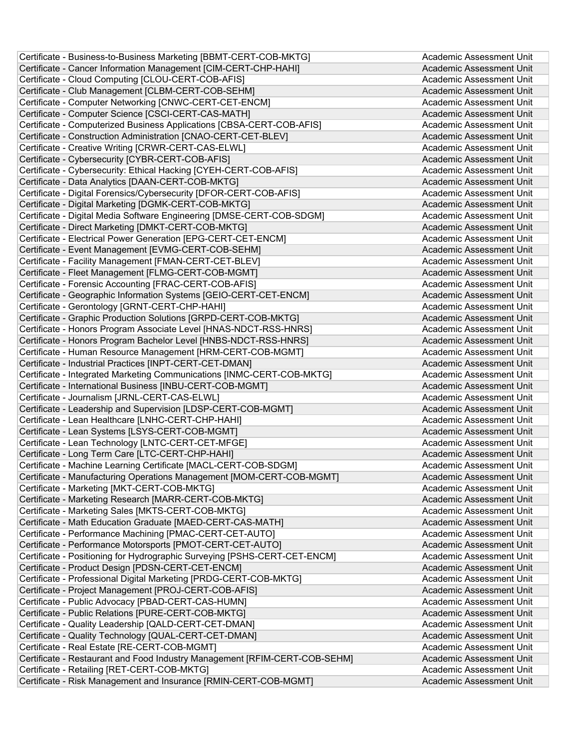| | |
|---|---|
| Certificate - Business-to-Business Marketing [BBMT-CERT-COB-MKTG] | Academic Assessment Unit |
| Certificate - Cancer Information Management [CIM-CERT-CHP-HAHI] | Academic Assessment Unit |
| Certificate - Cloud Computing [CLOU-CERT-COB-AFIS] | Academic Assessment Unit |
| Certificate - Club Management [CLBM-CERT-COB-SEHM] | Academic Assessment Unit |
| Certificate - Computer Networking [CNWC-CERT-CET-ENCM] | Academic Assessment Unit |
| Certificate - Computer Science [CSCI-CERT-CAS-MATH] | Academic Assessment Unit |
| Certificate - Computerized Business Applications [CBSA-CERT-COB-AFIS] | Academic Assessment Unit |
| Certificate - Construction Administration [CNAO-CERT-CET-BLEV] | Academic Assessment Unit |
| Certificate - Creative Writing [CRWR-CERT-CAS-ELWL] | Academic Assessment Unit |
| Certificate - Cybersecurity [CYBR-CERT-COB-AFIS] | Academic Assessment Unit |
| Certificate - Cybersecurity: Ethical Hacking [CYEH-CERT-COB-AFIS] | Academic Assessment Unit |
| Certificate - Data Analytics [DAAN-CERT-COB-MKTG] | Academic Assessment Unit |
| Certificate - Digital Forensics/Cybersecurity [DFOR-CERT-COB-AFIS] | Academic Assessment Unit |
| Certificate - Digital Marketing [DGMK-CERT-COB-MKTG] | Academic Assessment Unit |
| Certificate - Digital Media Software Engineering [DMSE-CERT-COB-SDGM] | Academic Assessment Unit |
| Certificate - Direct Marketing [DMKT-CERT-COB-MKTG] | Academic Assessment Unit |
| Certificate - Electrical Power Generation [EPG-CERT-CET-ENCM] | Academic Assessment Unit |
| Certificate - Event Management [EVMG-CERT-COB-SEHM] | Academic Assessment Unit |
| Certificate - Facility Management [FMAN-CERT-CET-BLEV] | Academic Assessment Unit |
| Certificate - Fleet Management [FLMG-CERT-COB-MGMT] | Academic Assessment Unit |
| Certificate - Forensic Accounting [FRAC-CERT-COB-AFIS] | Academic Assessment Unit |
| Certificate - Geographic Information Systems [GEIO-CERT-CET-ENCM] | Academic Assessment Unit |
| Certificate - Gerontology [GRNT-CERT-CHP-HAHI] | Academic Assessment Unit |
| Certificate - Graphic Production Solutions [GRPD-CERT-COB-MKTG] | Academic Assessment Unit |
| Certificate - Honors Program Associate Level [HNAS-NDCT-RSS-HNRS] | Academic Assessment Unit |
| Certificate - Honors Program Bachelor Level [HNBS-NDCT-RSS-HNRS] | Academic Assessment Unit |
| Certificate - Human Resource Management [HRM-CERT-COB-MGMT] | Academic Assessment Unit |
| Certificate - Industrial Practices [INPT-CERT-CET-DMAN] | Academic Assessment Unit |
| Certificate - Integrated Marketing Communications [INMC-CERT-COB-MKTG] | Academic Assessment Unit |
| Certificate - International Business [INBU-CERT-COB-MGMT] | Academic Assessment Unit |
| Certificate - Journalism [JRNL-CERT-CAS-ELWL] | Academic Assessment Unit |
| Certificate - Leadership and Supervision [LDSP-CERT-COB-MGMT] | Academic Assessment Unit |
| Certificate - Lean Healthcare [LNHC-CERT-CHP-HAHI] | Academic Assessment Unit |
| Certificate - Lean Systems [LSYS-CERT-COB-MGMT] | Academic Assessment Unit |
| Certificate - Lean Technology [LNTC-CERT-CET-MFGE] | Academic Assessment Unit |
| Certificate - Long Term Care [LTC-CERT-CHP-HAHI] | Academic Assessment Unit |
| Certificate - Machine Learning Certificate [MACL-CERT-COB-SDGM] | Academic Assessment Unit |
| Certificate - Manufacturing Operations Management [MOM-CERT-COB-MGMT] | Academic Assessment Unit |
| Certificate - Marketing [MKT-CERT-COB-MKTG] | Academic Assessment Unit |
| Certificate - Marketing Research [MARR-CERT-COB-MKTG] | Academic Assessment Unit |
| Certificate - Marketing Sales [MKTS-CERT-COB-MKTG] | Academic Assessment Unit |
| Certificate - Math Education Graduate [MAED-CERT-CAS-MATH] | Academic Assessment Unit |
| Certificate - Performance Machining [PMAC-CERT-CET-AUTO] | Academic Assessment Unit |
| Certificate - Performance Motorsports [PMOT-CERT-CET-AUTO] | Academic Assessment Unit |
| Certificate - Positioning for Hydrographic Surveying [PSHS-CERT-CET-ENCM] | Academic Assessment Unit |
| Certificate - Product Design [PDSN-CERT-CET-ENCM] | Academic Assessment Unit |
| Certificate - Professional Digital Marketing [PRDG-CERT-COB-MKTG] | Academic Assessment Unit |
| Certificate - Project Management [PROJ-CERT-COB-AFIS] | Academic Assessment Unit |
| Certificate - Public Advocacy [PBAD-CERT-CAS-HUMN] | Academic Assessment Unit |
| Certificate - Public Relations [PURE-CERT-COB-MKTG] | Academic Assessment Unit |
| Certificate - Quality Leadership [QALD-CERT-CET-DMAN] | Academic Assessment Unit |
| Certificate - Quality Technology [QUAL-CERT-CET-DMAN] | Academic Assessment Unit |
| Certificate - Real Estate [RE-CERT-COB-MGMT] | Academic Assessment Unit |
| Certificate - Restaurant and Food Industry Management [RFIM-CERT-COB-SEHM] | Academic Assessment Unit |
| Certificate - Retailing [RET-CERT-COB-MKTG] | Academic Assessment Unit |
| Certificate - Risk Management and Insurance [RMIN-CERT-COB-MGMT] | Academic Assessment Unit |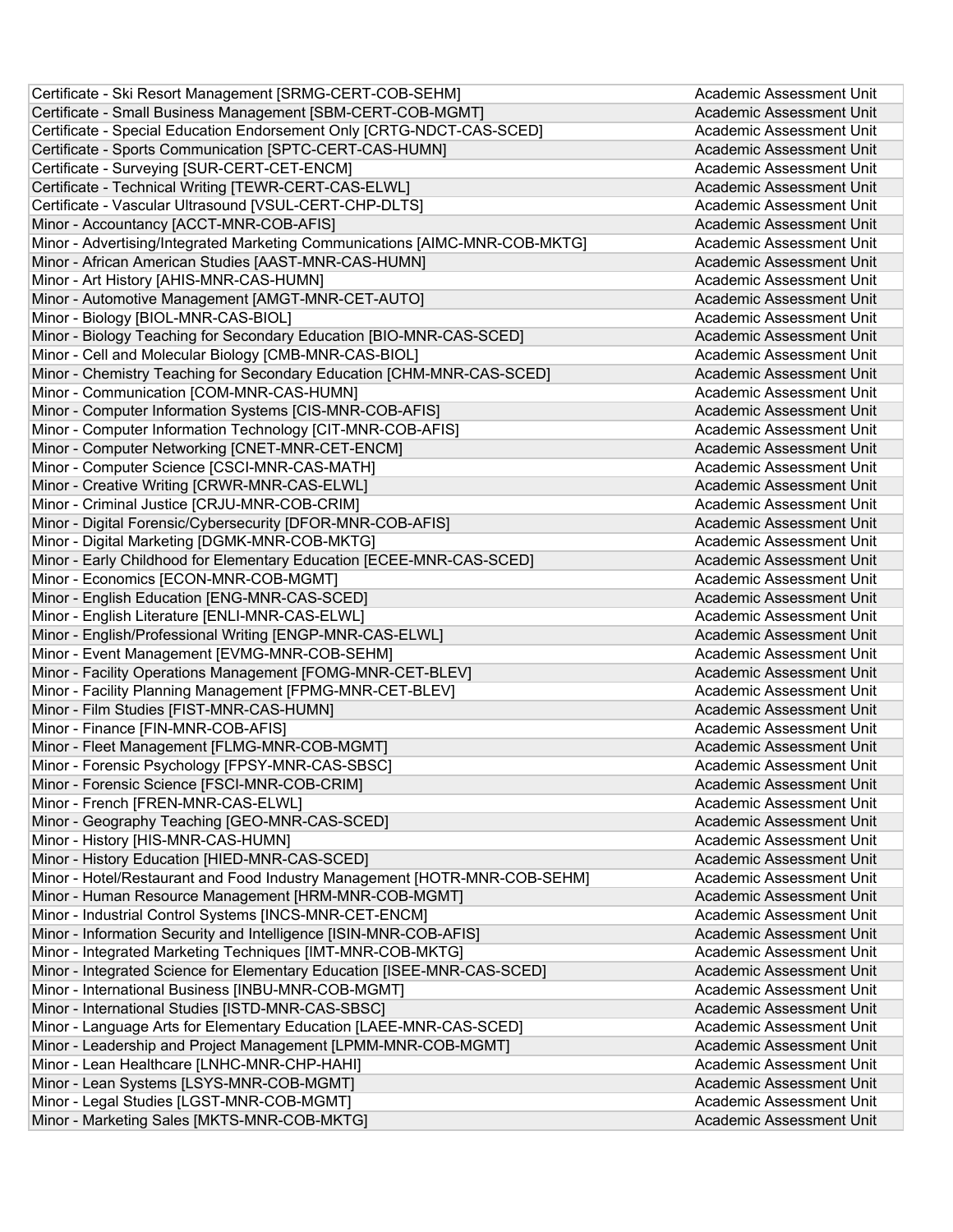| | |
|---|---|
| Certificate - Ski Resort Management [SRMG-CERT-COB-SEHM] | Academic Assessment Unit |
| Certificate - Small Business Management [SBM-CERT-COB-MGMT] | Academic Assessment Unit |
| Certificate - Special Education Endorsement Only [CRTG-NDCT-CAS-SCED] | Academic Assessment Unit |
| Certificate - Sports Communication [SPTC-CERT-CAS-HUMN] | Academic Assessment Unit |
| Certificate - Surveying [SUR-CERT-CET-ENCM] | Academic Assessment Unit |
| Certificate - Technical Writing [TEWR-CERT-CAS-ELWL] | Academic Assessment Unit |
| Certificate - Vascular Ultrasound [VSUL-CERT-CHP-DLTS] | Academic Assessment Unit |
| Minor - Accountancy [ACCT-MNR-COB-AFIS] | Academic Assessment Unit |
| Minor - Advertising/Integrated Marketing Communications [AIMC-MNR-COB-MKTG] | Academic Assessment Unit |
| Minor - African American Studies [AAST-MNR-CAS-HUMN] | Academic Assessment Unit |
| Minor - Art History [AHIS-MNR-CAS-HUMN] | Academic Assessment Unit |
| Minor - Automotive Management [AMGT-MNR-CET-AUTO] | Academic Assessment Unit |
| Minor - Biology [BIOL-MNR-CAS-BIOL] | Academic Assessment Unit |
| Minor - Biology Teaching for Secondary Education [BIO-MNR-CAS-SCED] | Academic Assessment Unit |
| Minor - Cell and Molecular Biology [CMB-MNR-CAS-BIOL] | Academic Assessment Unit |
| Minor - Chemistry Teaching for Secondary Education [CHM-MNR-CAS-SCED] | Academic Assessment Unit |
| Minor - Communication [COM-MNR-CAS-HUMN] | Academic Assessment Unit |
| Minor - Computer Information Systems [CIS-MNR-COB-AFIS] | Academic Assessment Unit |
| Minor - Computer Information Technology [CIT-MNR-COB-AFIS] | Academic Assessment Unit |
| Minor - Computer Networking [CNET-MNR-CET-ENCM] | Academic Assessment Unit |
| Minor - Computer Science [CSCI-MNR-CAS-MATH] | Academic Assessment Unit |
| Minor - Creative Writing [CRWR-MNR-CAS-ELWL] | Academic Assessment Unit |
| Minor - Criminal Justice [CRJU-MNR-COB-CRIM] | Academic Assessment Unit |
| Minor - Digital Forensic/Cybersecurity [DFOR-MNR-COB-AFIS] | Academic Assessment Unit |
| Minor - Digital Marketing [DGMK-MNR-COB-MKTG] | Academic Assessment Unit |
| Minor - Early Childhood for Elementary Education [ECEE-MNR-CAS-SCED] | Academic Assessment Unit |
| Minor - Economics [ECON-MNR-COB-MGMT] | Academic Assessment Unit |
| Minor - English Education [ENG-MNR-CAS-SCED] | Academic Assessment Unit |
| Minor - English Literature [ENLI-MNR-CAS-ELWL] | Academic Assessment Unit |
| Minor - English/Professional Writing [ENGP-MNR-CAS-ELWL] | Academic Assessment Unit |
| Minor - Event Management [EVMG-MNR-COB-SEHM] | Academic Assessment Unit |
| Minor - Facility Operations Management [FOMG-MNR-CET-BLEV] | Academic Assessment Unit |
| Minor - Facility Planning Management [FPMG-MNR-CET-BLEV] | Academic Assessment Unit |
| Minor - Film Studies [FIST-MNR-CAS-HUMN] | Academic Assessment Unit |
| Minor - Finance [FIN-MNR-COB-AFIS] | Academic Assessment Unit |
| Minor - Fleet Management [FLMG-MNR-COB-MGMT] | Academic Assessment Unit |
| Minor - Forensic Psychology [FPSY-MNR-CAS-SBSC] | Academic Assessment Unit |
| Minor - Forensic Science [FSCI-MNR-COB-CRIM] | Academic Assessment Unit |
| Minor - French [FREN-MNR-CAS-ELWL] | Academic Assessment Unit |
| Minor - Geography Teaching [GEO-MNR-CAS-SCED] | Academic Assessment Unit |
| Minor - History [HIS-MNR-CAS-HUMN] | Academic Assessment Unit |
| Minor - History Education [HIED-MNR-CAS-SCED] | Academic Assessment Unit |
| Minor - Hotel/Restaurant and Food Industry Management [HOTR-MNR-COB-SEHM] | Academic Assessment Unit |
| Minor - Human Resource Management [HRM-MNR-COB-MGMT] | Academic Assessment Unit |
| Minor - Industrial Control Systems [INCS-MNR-CET-ENCM] | Academic Assessment Unit |
| Minor - Information Security and Intelligence [ISIN-MNR-COB-AFIS] | Academic Assessment Unit |
| Minor - Integrated Marketing Techniques [IMT-MNR-COB-MKTG] | Academic Assessment Unit |
| Minor - Integrated Science for Elementary Education [ISEE-MNR-CAS-SCED] | Academic Assessment Unit |
| Minor - International Business [INBU-MNR-COB-MGMT] | Academic Assessment Unit |
| Minor - International Studies [ISTD-MNR-CAS-SBSC] | Academic Assessment Unit |
| Minor - Language Arts for Elementary Education [LAEE-MNR-CAS-SCED] | Academic Assessment Unit |
| Minor - Leadership and Project Management [LPMM-MNR-COB-MGMT] | Academic Assessment Unit |
| Minor - Lean Healthcare [LNHC-MNR-CHP-HAHI] | Academic Assessment Unit |
| Minor - Lean Systems [LSYS-MNR-COB-MGMT] | Academic Assessment Unit |
| Minor - Legal Studies [LGST-MNR-COB-MGMT] | Academic Assessment Unit |
| Minor - Marketing Sales [MKTS-MNR-COB-MKTG] | Academic Assessment Unit |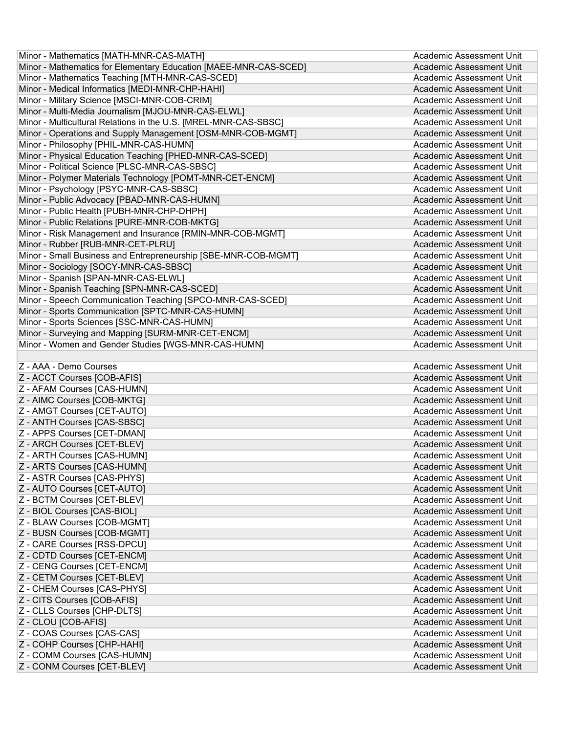| | |
|---|---|
| Minor - Mathematics [MATH-MNR-CAS-MATH] | Academic Assessment Unit |
| Minor - Mathematics for Elementary Education [MAEE-MNR-CAS-SCED] | Academic Assessment Unit |
| Minor - Mathematics Teaching [MTH-MNR-CAS-SCED] | Academic Assessment Unit |
| Minor - Medical Informatics [MEDI-MNR-CHP-HAHI] | Academic Assessment Unit |
| Minor - Military Science [MSCI-MNR-COB-CRIM] | Academic Assessment Unit |
| Minor - Multi-Media Journalism [MJOU-MNR-CAS-ELWL] | Academic Assessment Unit |
| Minor - Multicultural Relations in the U.S. [MREL-MNR-CAS-SBSC] | Academic Assessment Unit |
| Minor - Operations and Supply Management [OSM-MNR-COB-MGMT] | Academic Assessment Unit |
| Minor - Philosophy [PHIL-MNR-CAS-HUMN] | Academic Assessment Unit |
| Minor - Physical Education Teaching [PHED-MNR-CAS-SCED] | Academic Assessment Unit |
| Minor - Political Science [PLSC-MNR-CAS-SBSC] | Academic Assessment Unit |
| Minor - Polymer Materials Technology [POMT-MNR-CET-ENCM] | Academic Assessment Unit |
| Minor - Psychology [PSYC-MNR-CAS-SBSC] | Academic Assessment Unit |
| Minor - Public Advocacy [PBAD-MNR-CAS-HUMN] | Academic Assessment Unit |
| Minor - Public Health [PUBH-MNR-CHP-DHPH] | Academic Assessment Unit |
| Minor - Public Relations [PURE-MNR-COB-MKTG] | Academic Assessment Unit |
| Minor - Risk Management and Insurance [RMIN-MNR-COB-MGMT] | Academic Assessment Unit |
| Minor - Rubber [RUB-MNR-CET-PLRU] | Academic Assessment Unit |
| Minor - Small Business and Entrepreneurship [SBE-MNR-COB-MGMT] | Academic Assessment Unit |
| Minor - Sociology [SOCY-MNR-CAS-SBSC] | Academic Assessment Unit |
| Minor - Spanish [SPAN-MNR-CAS-ELWL] | Academic Assessment Unit |
| Minor - Spanish Teaching [SPN-MNR-CAS-SCED] | Academic Assessment Unit |
| Minor - Speech Communication Teaching [SPCO-MNR-CAS-SCED] | Academic Assessment Unit |
| Minor - Sports Communication [SPTC-MNR-CAS-HUMN] | Academic Assessment Unit |
| Minor - Sports Sciences [SSC-MNR-CAS-HUMN] | Academic Assessment Unit |
| Minor - Surveying and Mapping [SURM-MNR-CET-ENCM] | Academic Assessment Unit |
| Minor - Women and Gender Studies [WGS-MNR-CAS-HUMN] | Academic Assessment Unit |
| | |
| Z - AAA - Demo Courses | Academic Assessment Unit |
| Z - ACCT Courses [COB-AFIS] | Academic Assessment Unit |
| Z - AFAM Courses [CAS-HUMN] | Academic Assessment Unit |
| Z - AIMC Courses [COB-MKTG] | Academic Assessment Unit |
| Z - AMGT Courses [CET-AUTO] | Academic Assessment Unit |
| Z - ANTH Courses [CAS-SBSC] | Academic Assessment Unit |
| Z - APPS Courses [CET-DMAN] | Academic Assessment Unit |
| Z - ARCH Courses [CET-BLEV] | Academic Assessment Unit |
| Z - ARTH Courses [CAS-HUMN] | Academic Assessment Unit |
| Z - ARTS Courses [CAS-HUMN] | Academic Assessment Unit |
| Z - ASTR Courses [CAS-PHYS] | Academic Assessment Unit |
| Z - AUTO Courses [CET-AUTO] | Academic Assessment Unit |
| Z - BCTM Courses [CET-BLEV] | Academic Assessment Unit |
| Z - BIOL Courses [CAS-BIOL] | Academic Assessment Unit |
| Z - BLAW Courses [COB-MGMT] | Academic Assessment Unit |
| Z - BUSN Courses [COB-MGMT] | Academic Assessment Unit |
| Z - CARE Courses [RSS-DPCU] | Academic Assessment Unit |
| Z - CDTD Courses [CET-ENCM] | Academic Assessment Unit |
| Z - CENG Courses [CET-ENCM] | Academic Assessment Unit |
| Z - CETM Courses [CET-BLEV] | Academic Assessment Unit |
| Z - CHEM Courses [CAS-PHYS] | Academic Assessment Unit |
| Z - CITS Courses [COB-AFIS] | Academic Assessment Unit |
| Z - CLLS Courses [CHP-DLTS] | Academic Assessment Unit |
| Z - CLOU [COB-AFIS] | Academic Assessment Unit |
| Z - COAS Courses [CAS-CAS] | Academic Assessment Unit |
| Z - COHP Courses [CHP-HAHI] | Academic Assessment Unit |
| Z - COMM Courses [CAS-HUMN] | Academic Assessment Unit |
| Z - CONM Courses [CET-BLEV] | Academic Assessment Unit |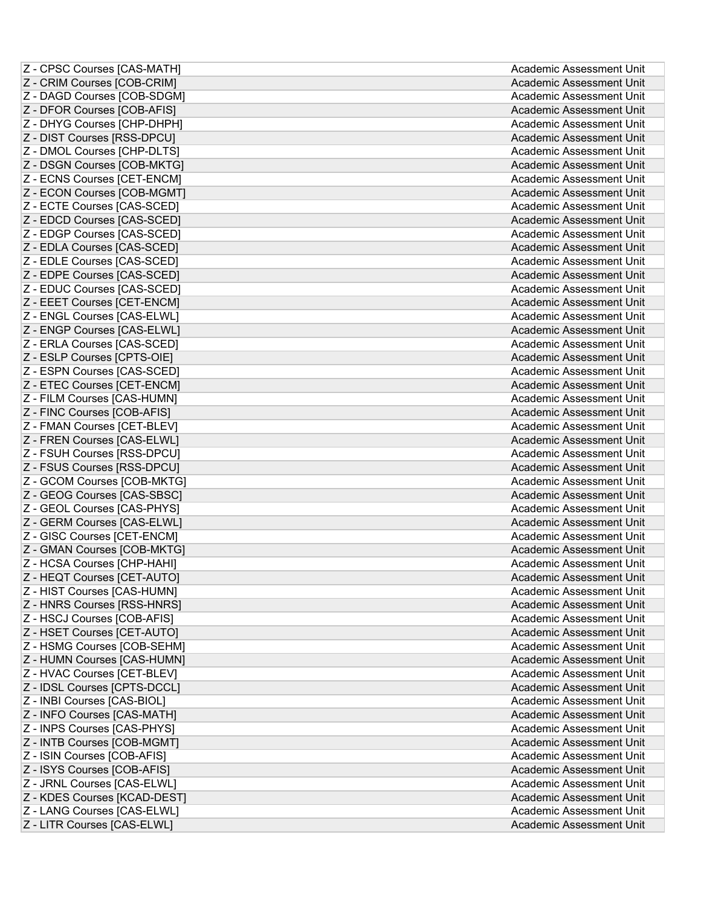| | |
|---|---|
| Z - CPSC Courses [CAS-MATH] | Academic Assessment Unit |
| Z - CRIM Courses [COB-CRIM] | Academic Assessment Unit |
| Z - DAGD Courses [COB-SDGM] | Academic Assessment Unit |
| Z - DFOR Courses [COB-AFIS] | Academic Assessment Unit |
| Z - DHYG Courses [CHP-DHPH] | Academic Assessment Unit |
| Z - DIST Courses [RSS-DPCU] | Academic Assessment Unit |
| Z - DMOL Courses [CHP-DLTS] | Academic Assessment Unit |
| Z - DSGN Courses [COB-MKTG] | Academic Assessment Unit |
| Z - ECNS Courses [CET-ENCM] | Academic Assessment Unit |
| Z - ECON Courses [COB-MGMT] | Academic Assessment Unit |
| Z - ECTE Courses [CAS-SCED] | Academic Assessment Unit |
| Z - EDCD Courses [CAS-SCED] | Academic Assessment Unit |
| Z - EDGP Courses [CAS-SCED] | Academic Assessment Unit |
| Z - EDLA Courses [CAS-SCED] | Academic Assessment Unit |
| Z - EDLE Courses [CAS-SCED] | Academic Assessment Unit |
| Z - EDPE Courses [CAS-SCED] | Academic Assessment Unit |
| Z - EDUC Courses [CAS-SCED] | Academic Assessment Unit |
| Z - EEET Courses [CET-ENCM] | Academic Assessment Unit |
| Z - ENGL Courses [CAS-ELWL] | Academic Assessment Unit |
| Z - ENGP Courses [CAS-ELWL] | Academic Assessment Unit |
| Z - ERLA Courses [CAS-SCED] | Academic Assessment Unit |
| Z - ESLP Courses [CPTS-OIE] | Academic Assessment Unit |
| Z - ESPN Courses [CAS-SCED] | Academic Assessment Unit |
| Z - ETEC Courses [CET-ENCM] | Academic Assessment Unit |
| Z - FILM Courses [CAS-HUMN] | Academic Assessment Unit |
| Z - FINC Courses [COB-AFIS] | Academic Assessment Unit |
| Z - FMAN Courses [CET-BLEV] | Academic Assessment Unit |
| Z - FREN Courses [CAS-ELWL] | Academic Assessment Unit |
| Z - FSUH Courses [RSS-DPCU] | Academic Assessment Unit |
| Z - FSUS Courses [RSS-DPCU] | Academic Assessment Unit |
| Z - GCOM Courses [COB-MKTG] | Academic Assessment Unit |
| Z - GEOG Courses [CAS-SBSC] | Academic Assessment Unit |
| Z - GEOL Courses [CAS-PHYS] | Academic Assessment Unit |
| Z - GERM Courses [CAS-ELWL] | Academic Assessment Unit |
| Z - GISC Courses [CET-ENCM] | Academic Assessment Unit |
| Z - GMAN Courses [COB-MKTG] | Academic Assessment Unit |
| Z - HCSA Courses [CHP-HAHI] | Academic Assessment Unit |
| Z - HEQT Courses [CET-AUTO] | Academic Assessment Unit |
| Z - HIST Courses [CAS-HUMN] | Academic Assessment Unit |
| Z - HNRS Courses [RSS-HNRS] | Academic Assessment Unit |
| Z - HSCJ Courses [COB-AFIS] | Academic Assessment Unit |
| Z - HSET Courses [CET-AUTO] | Academic Assessment Unit |
| Z - HSMG Courses [COB-SEHM] | Academic Assessment Unit |
| Z - HUMN Courses [CAS-HUMN] | Academic Assessment Unit |
| Z - HVAC Courses [CET-BLEV] | Academic Assessment Unit |
| Z - IDSL Courses [CPTS-DCCL] | Academic Assessment Unit |
| Z - INBI Courses [CAS-BIOL] | Academic Assessment Unit |
| Z - INFO Courses [CAS-MATH] | Academic Assessment Unit |
| Z - INPS Courses [CAS-PHYS] | Academic Assessment Unit |
| Z - INTB Courses [COB-MGMT] | Academic Assessment Unit |
| Z - ISIN Courses [COB-AFIS] | Academic Assessment Unit |
| Z - ISYS Courses [COB-AFIS] | Academic Assessment Unit |
| Z - JRNL Courses [CAS-ELWL] | Academic Assessment Unit |
| Z - KDES Courses [KCAD-DEST] | Academic Assessment Unit |
| Z - LANG Courses [CAS-ELWL] | Academic Assessment Unit |
| Z - LITR Courses [CAS-ELWL] | Academic Assessment Unit |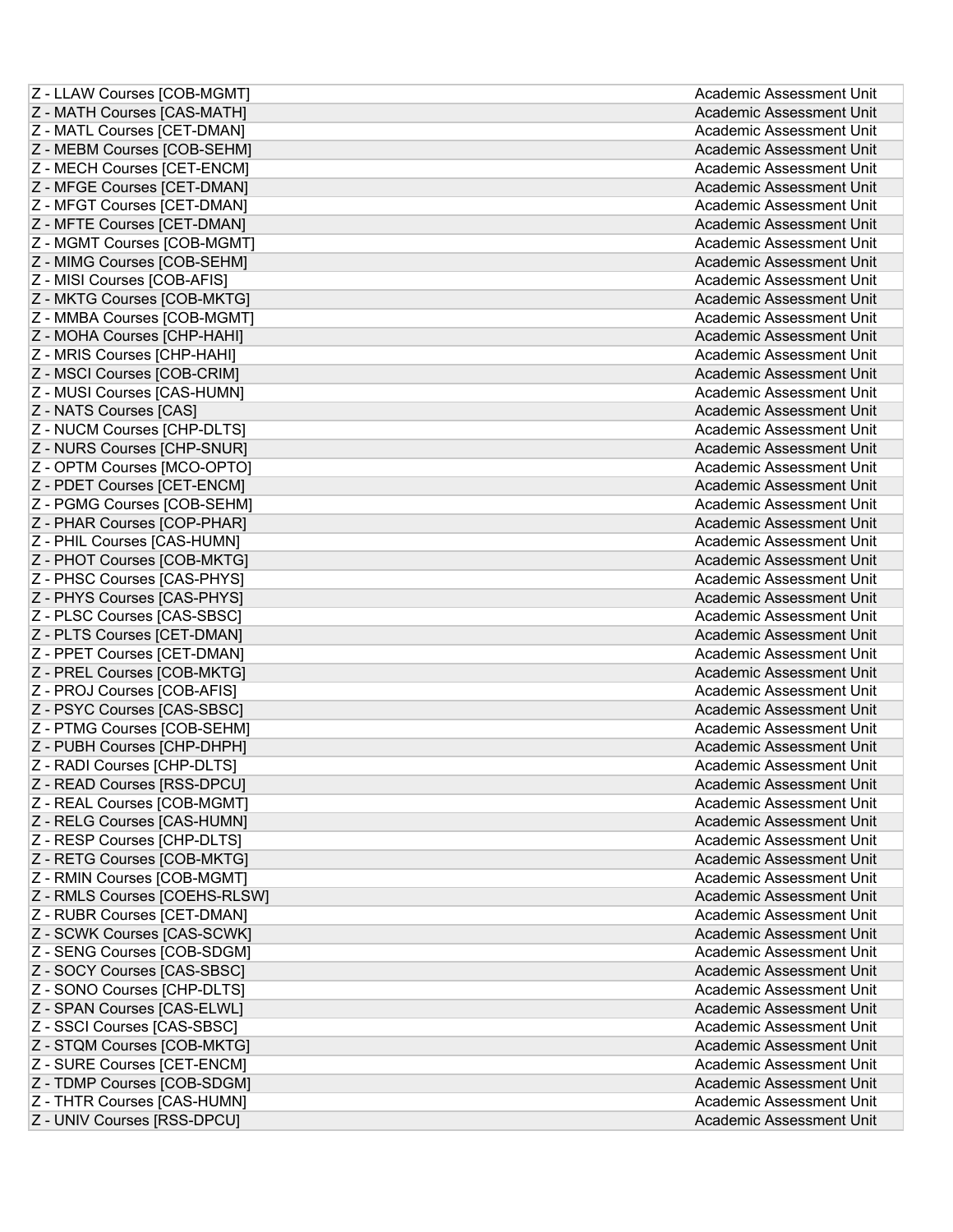| | |
|---|---|
| Z - LLAW Courses [COB-MGMT] | Academic Assessment Unit |
| Z - MATH Courses [CAS-MATH] | Academic Assessment Unit |
| Z - MATL Courses [CET-DMAN] | Academic Assessment Unit |
| Z - MEBM Courses [COB-SEHM] | Academic Assessment Unit |
| Z - MECH Courses [CET-ENCM] | Academic Assessment Unit |
| Z - MFGE Courses [CET-DMAN] | Academic Assessment Unit |
| Z - MFGT Courses [CET-DMAN] | Academic Assessment Unit |
| Z - MFTE Courses [CET-DMAN] | Academic Assessment Unit |
| Z - MGMT Courses [COB-MGMT] | Academic Assessment Unit |
| Z - MIMG Courses [COB-SEHM] | Academic Assessment Unit |
| Z - MISI Courses [COB-AFIS] | Academic Assessment Unit |
| Z - MKTG Courses [COB-MKTG] | Academic Assessment Unit |
| Z - MMBA Courses [COB-MGMT] | Academic Assessment Unit |
| Z - MOHA Courses [CHP-HAHI] | Academic Assessment Unit |
| Z - MRIS Courses [CHP-HAHI] | Academic Assessment Unit |
| Z - MSCI Courses [COB-CRIM] | Academic Assessment Unit |
| Z - MUSI Courses [CAS-HUMN] | Academic Assessment Unit |
| Z - NATS Courses [CAS] | Academic Assessment Unit |
| Z - NUCM Courses [CHP-DLTS] | Academic Assessment Unit |
| Z - NURS Courses [CHP-SNUR] | Academic Assessment Unit |
| Z - OPTM Courses [MCO-OPTO] | Academic Assessment Unit |
| Z - PDET Courses [CET-ENCM] | Academic Assessment Unit |
| Z - PGMG Courses [COB-SEHM] | Academic Assessment Unit |
| Z - PHAR Courses [COP-PHAR] | Academic Assessment Unit |
| Z - PHIL Courses [CAS-HUMN] | Academic Assessment Unit |
| Z - PHOT Courses [COB-MKTG] | Academic Assessment Unit |
| Z - PHSC Courses [CAS-PHYS] | Academic Assessment Unit |
| Z - PHYS Courses [CAS-PHYS] | Academic Assessment Unit |
| Z - PLSC Courses [CAS-SBSC] | Academic Assessment Unit |
| Z - PLTS Courses [CET-DMAN] | Academic Assessment Unit |
| Z - PPET Courses [CET-DMAN] | Academic Assessment Unit |
| Z - PREL Courses [COB-MKTG] | Academic Assessment Unit |
| Z - PROJ Courses [COB-AFIS] | Academic Assessment Unit |
| Z - PSYC Courses [CAS-SBSC] | Academic Assessment Unit |
| Z - PTMG Courses [COB-SEHM] | Academic Assessment Unit |
| Z - PUBH Courses [CHP-DHPH] | Academic Assessment Unit |
| Z - RADI Courses [CHP-DLTS] | Academic Assessment Unit |
| Z - READ Courses [RSS-DPCU] | Academic Assessment Unit |
| Z - REAL Courses [COB-MGMT] | Academic Assessment Unit |
| Z - RELG Courses [CAS-HUMN] | Academic Assessment Unit |
| Z - RESP Courses [CHP-DLTS] | Academic Assessment Unit |
| Z - RETG Courses [COB-MKTG] | Academic Assessment Unit |
| Z - RMIN Courses [COB-MGMT] | Academic Assessment Unit |
| Z - RMLS Courses [COEHS-RLSW] | Academic Assessment Unit |
| Z - RUBR Courses [CET-DMAN] | Academic Assessment Unit |
| Z - SCWK Courses [CAS-SCWK] | Academic Assessment Unit |
| Z - SENG Courses [COB-SDGM] | Academic Assessment Unit |
| Z - SOCY Courses [CAS-SBSC] | Academic Assessment Unit |
| Z - SONO Courses [CHP-DLTS] | Academic Assessment Unit |
| Z - SPAN Courses [CAS-ELWL] | Academic Assessment Unit |
| Z - SSCI Courses [CAS-SBSC] | Academic Assessment Unit |
| Z - STQM Courses [COB-MKTG] | Academic Assessment Unit |
| Z - SURE Courses [CET-ENCM] | Academic Assessment Unit |
| Z - TDMP Courses [COB-SDGM] | Academic Assessment Unit |
| Z - THTR Courses [CAS-HUMN] | Academic Assessment Unit |
| Z - UNIV Courses [RSS-DPCU] | Academic Assessment Unit |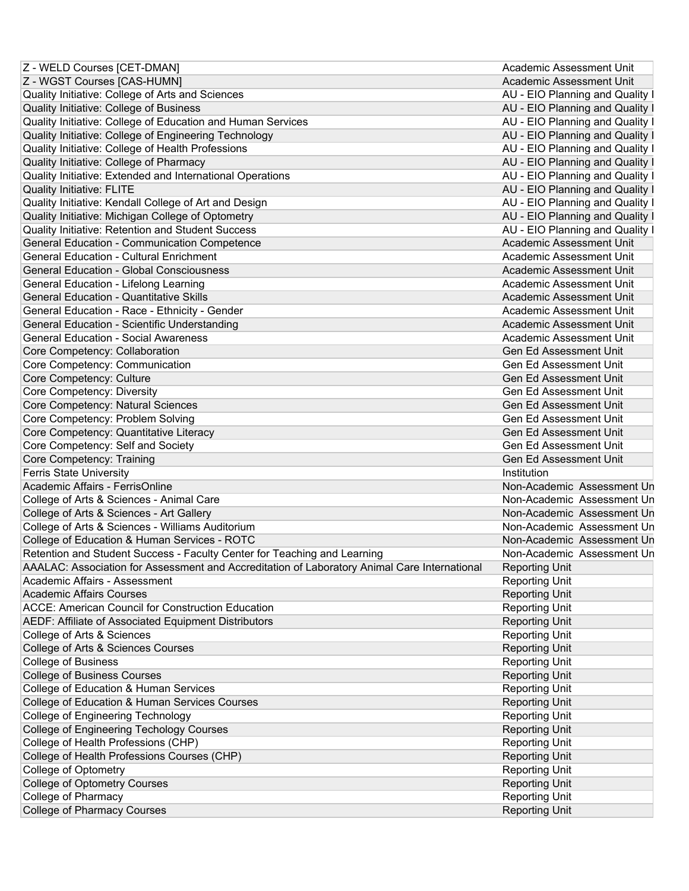| | |
|---|---|
| Z - WELD Courses [CET-DMAN] | Academic Assessment Unit |
| Z - WGST Courses [CAS-HUMN] | Academic Assessment Unit |
| Quality Initiative: College of Arts and Sciences | AU - EIO Planning and Quality I |
| Quality Initiative: College of Business | AU - EIO Planning and Quality I |
| Quality Initiative: College of Education and Human Services | AU - EIO Planning and Quality I |
| Quality Initiative: College of Engineering Technology | AU - EIO Planning and Quality I |
| Quality Initiative: College of Health Professions | AU - EIO Planning and Quality I |
| Quality Initiative: College of Pharmacy | AU - EIO Planning and Quality I |
| Quality Initiative: Extended and International Operations | AU - EIO Planning and Quality I |
| Quality Initiative: FLITE | AU - EIO Planning and Quality I |
| Quality Initiative: Kendall College of Art and Design | AU - EIO Planning and Quality I |
| Quality Initiative: Michigan College of Optometry | AU - EIO Planning and Quality I |
| Quality Initiative: Retention and Student Success | AU - EIO Planning and Quality I |
| General Education - Communication Competence | Academic Assessment Unit |
| General Education - Cultural Enrichment | Academic Assessment Unit |
| General Education - Global Consciousness | Academic Assessment Unit |
| General Education - Lifelong Learning | Academic Assessment Unit |
| General Education - Quantitative Skills | Academic Assessment Unit |
| General Education - Race - Ethnicity - Gender | Academic Assessment Unit |
| General Education - Scientific Understanding | Academic Assessment Unit |
| General Education - Social Awareness | Academic Assessment Unit |
| Core Competency: Collaboration | Gen Ed Assessment Unit |
| Core Competency: Communication | Gen Ed Assessment Unit |
| Core Competency: Culture | Gen Ed Assessment Unit |
| Core Competency: Diversity | Gen Ed Assessment Unit |
| Core Competency: Natural Sciences | Gen Ed Assessment Unit |
| Core Competency: Problem Solving | Gen Ed Assessment Unit |
| Core Competency: Quantitative Literacy | Gen Ed Assessment Unit |
| Core Competency: Self and Society | Gen Ed Assessment Unit |
| Core Competency: Training | Gen Ed Assessment Unit |
| Ferris State University | Institution |
| Academic Affairs - FerrisOnline | Non-Academic Assessment Un |
| College of Arts & Sciences - Animal Care | Non-Academic Assessment Un |
| College of Arts & Sciences - Art Gallery | Non-Academic Assessment Un |
| College of Arts & Sciences - Williams Auditorium | Non-Academic Assessment Un |
| College of Education & Human Services - ROTC | Non-Academic Assessment Un |
| Retention and Student Success - Faculty Center for Teaching and Learning | Non-Academic Assessment Un |
| AAALAC: Association for Assessment and Accreditation of Laboratory Animal Care International | Reporting Unit |
| Academic Affairs - Assessment | Reporting Unit |
| Academic Affairs Courses | Reporting Unit |
| ACCE: American Council for Construction Education | Reporting Unit |
| AEDF: Affiliate of Associated Equipment Distributors | Reporting Unit |
| College of Arts & Sciences | Reporting Unit |
| College of Arts & Sciences Courses | Reporting Unit |
| College of Business | Reporting Unit |
| College of Business Courses | Reporting Unit |
| College of Education & Human Services | Reporting Unit |
| College of Education & Human Services Courses | Reporting Unit |
| College of Engineering Technology | Reporting Unit |
| College of Engineering Techology Courses | Reporting Unit |
| College of Health Professions (CHP) | Reporting Unit |
| College of Health Professions Courses (CHP) | Reporting Unit |
| College of Optometry | Reporting Unit |
| College of Optometry Courses | Reporting Unit |
| College of Pharmacy | Reporting Unit |
| College of Pharmacy Courses | Reporting Unit |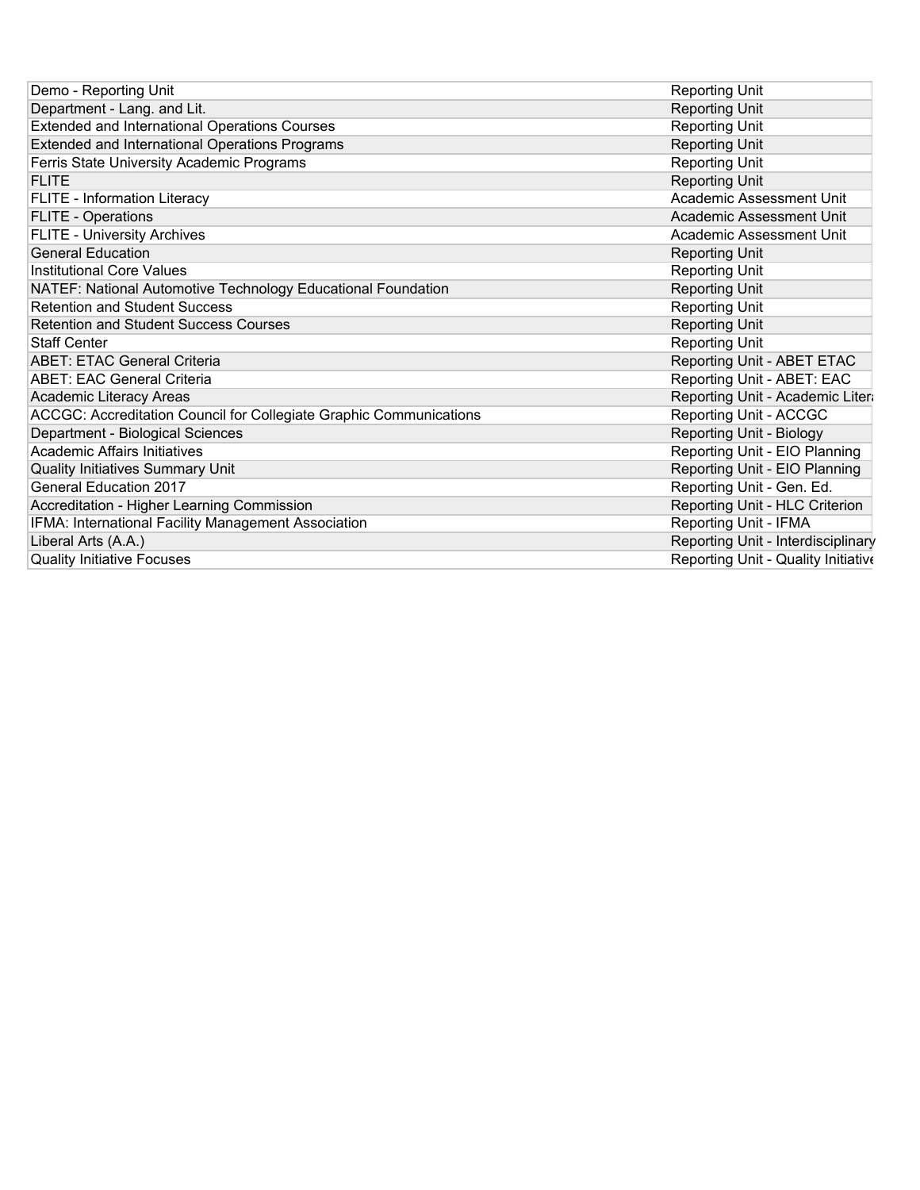| | |
|---|---|
| Demo - Reporting Unit | Reporting Unit |
| Department - Lang. and Lit. | Reporting Unit |
| Extended and International Operations Courses | Reporting Unit |
| Extended and International Operations Programs | Reporting Unit |
| Ferris State University Academic Programs | Reporting Unit |
| FLITE | Reporting Unit |
| FLITE - Information Literacy | Academic Assessment Unit |
| FLITE - Operations | Academic Assessment Unit |
| FLITE - University Archives | Academic Assessment Unit |
| General Education | Reporting Unit |
| Institutional Core Values | Reporting Unit |
| NATEF: National Automotive Technology Educational Foundation | Reporting Unit |
| Retention and Student Success | Reporting Unit |
| Retention and Student Success Courses | Reporting Unit |
| Staff Center | Reporting Unit |
| ABET: ETAC General Criteria | Reporting Unit - ABET ETAC |
| ABET: EAC General Criteria | Reporting Unit - ABET: EAC |
| Academic Literacy Areas | Reporting Unit - Academic Litera |
| ACCGC: Accreditation Council for Collegiate Graphic Communications | Reporting Unit - ACCGC |
| Department - Biological Sciences | Reporting Unit - Biology |
| Academic Affairs Initiatives | Reporting Unit - EIO Planning |
| Quality Initiatives Summary Unit | Reporting Unit - EIO Planning |
| General Education 2017 | Reporting Unit - Gen. Ed. |
| Accreditation - Higher Learning Commission | Reporting Unit - HLC Criterion |
| IFMA: International Facility Management Association | Reporting Unit - IFMA |
| Liberal Arts (A.A.) | Reporting Unit - Interdisciplinary |
| Quality Initiative Focuses | Reporting Unit - Quality Initiative |